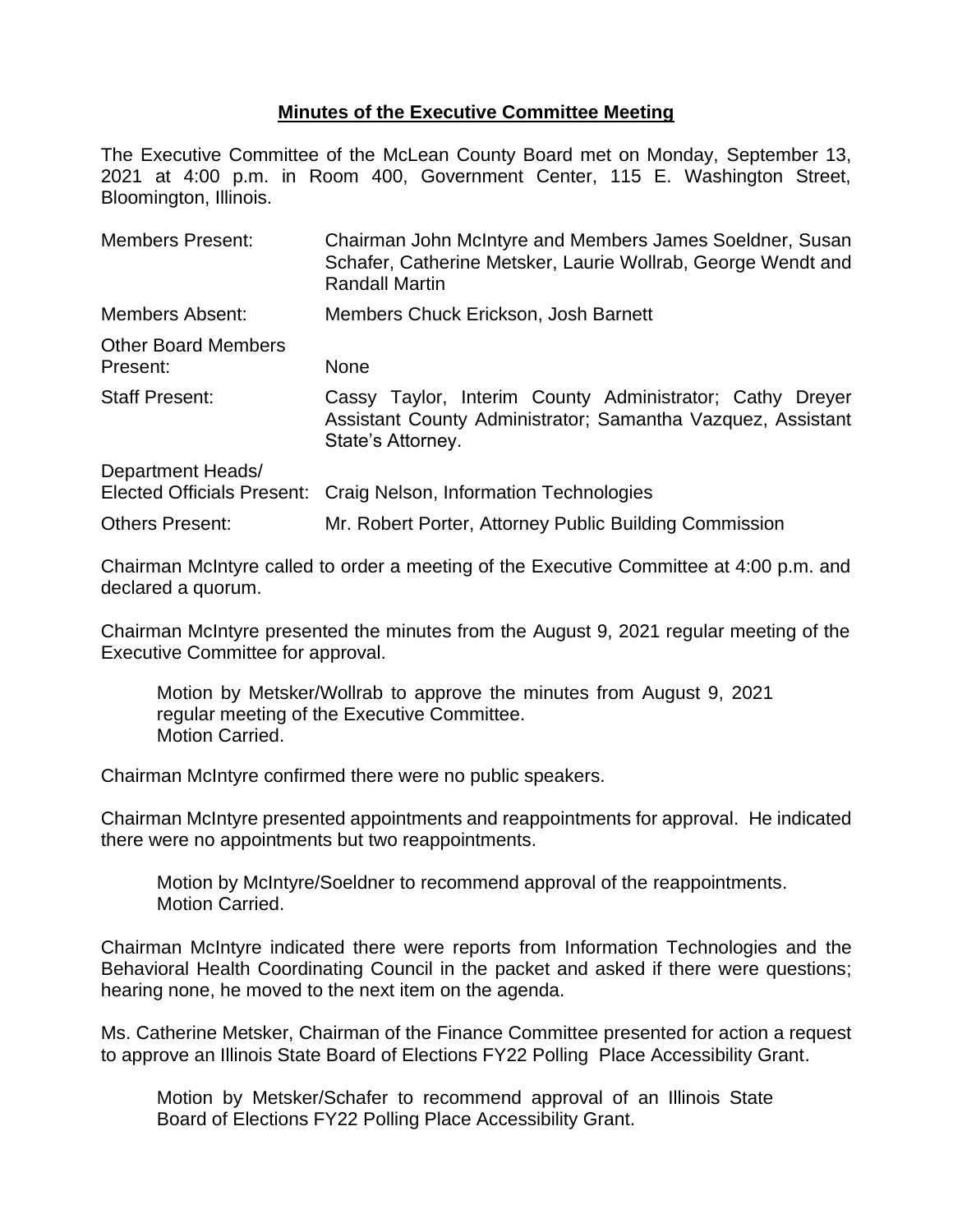# Minutes of the Executive Committee Meeting

The Executive Committee of the McLean County Board met on Monday, September 13, 2021 at 4:00 p.m. in Room 400, Government Center, 115 E. Washington Street, Bloomington, Illinois.

| | |
|---|---|
| Members Present: | Chairman John McIntyre and Members James Soeldner, Susan Schafer, Catherine Metsker, Laurie Wollrab, George Wendt and Randall Martin |
| Members Absent: | Members Chuck Erickson, Josh Barnett |
| Other Board Members Present: | None |
| Staff Present: | Cassy Taylor, Interim County Administrator; Cathy Dreyer Assistant County Administrator; Samantha Vazquez, Assistant State's Attorney. |
| Department Heads/ Elected Officials Present: | Craig Nelson, Information Technologies |
| Others Present: | Mr. Robert Porter, Attorney Public Building Commission |

Chairman McIntyre called to order a meeting of the Executive Committee at 4:00 p.m. and declared a quorum.

Chairman McIntyre presented the minutes from the August 9, 2021 regular meeting of the Executive Committee for approval.

> Motion by Metsker/Wollrab to approve the minutes from August 9, 2021 regular meeting of the Executive Committee.
> Motion Carried.

Chairman McIntyre confirmed there were no public speakers.

Chairman McIntyre presented appointments and reappointments for approval. He indicated there were no appointments but two reappointments.

> Motion by McIntyre/Soeldner to recommend approval of the reappointments.
> Motion Carried.

Chairman McIntyre indicated there were reports from Information Technologies and the Behavioral Health Coordinating Council in the packet and asked if there were questions; hearing none, he moved to the next item on the agenda.

Ms. Catherine Metsker, Chairman of the Finance Committee presented for action a request to approve an Illinois State Board of Elections FY22 Polling Place Accessibility Grant.

> Motion by Metsker/Schafer to recommend approval of an Illinois State Board of Elections FY22 Polling Place Accessibility Grant.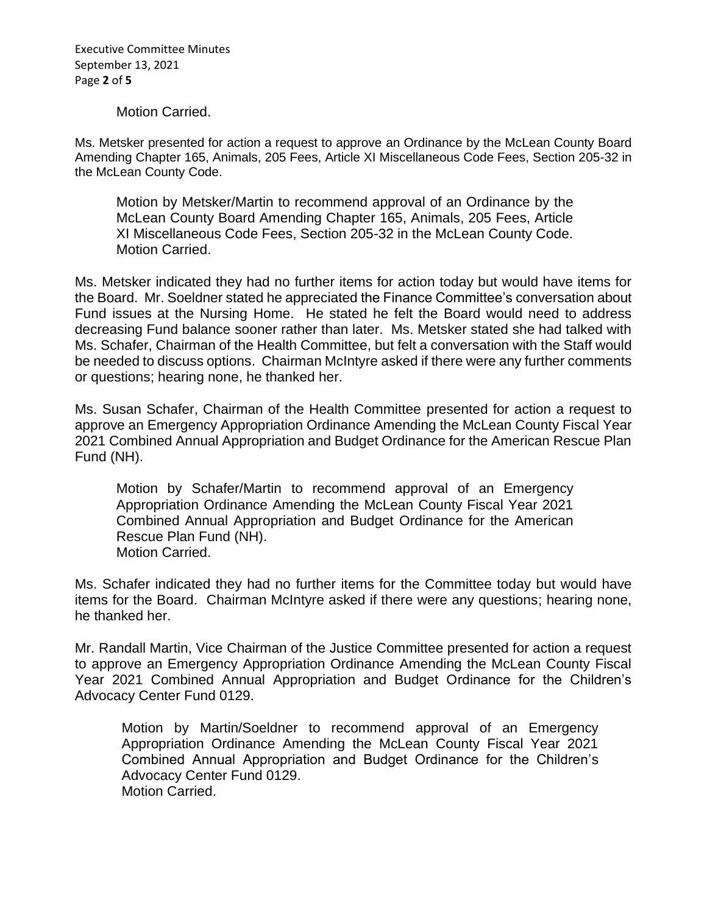Motion Carried.

Ms. Metsker presented for action a request to approve an Ordinance by the McLean County Board Amending Chapter 165, Animals, 205 Fees, Article XI Miscellaneous Code Fees, Section 205-32 in the McLean County Code.

> Motion by Metsker/Martin to recommend approval of an Ordinance by the McLean County Board Amending Chapter 165, Animals, 205 Fees, Article XI Miscellaneous Code Fees, Section 205-32 in the McLean County Code.
> Motion Carried.

Ms. Metsker indicated they had no further items for action today but would have items for the Board. Mr. Soeldner stated he appreciated the Finance Committee's conversation about Fund issues at the Nursing Home. He stated he felt the Board would need to address decreasing Fund balance sooner rather than later. Ms. Metsker stated she had talked with Ms. Schafer, Chairman of the Health Committee, but felt a conversation with the Staff would be needed to discuss options. Chairman McIntyre asked if there were any further comments or questions; hearing none, he thanked her.

Ms. Susan Schafer, Chairman of the Health Committee presented for action a request to approve an Emergency Appropriation Ordinance Amending the McLean County Fiscal Year 2021 Combined Annual Appropriation and Budget Ordinance for the American Rescue Plan Fund (NH).

> Motion by Schafer/Martin to recommend approval of an Emergency Appropriation Ordinance Amending the McLean County Fiscal Year 2021 Combined Annual Appropriation and Budget Ordinance for the American Rescue Plan Fund (NH).
> Motion Carried.

Ms. Schafer indicated they had no further items for the Committee today but would have items for the Board. Chairman McIntyre asked if there were any questions; hearing none, he thanked her.

Mr. Randall Martin, Vice Chairman of the Justice Committee presented for action a request to approve an Emergency Appropriation Ordinance Amending the McLean County Fiscal Year 2021 Combined Annual Appropriation and Budget Ordinance for the Children's Advocacy Center Fund 0129.

> Motion by Martin/Soeldner to recommend approval of an Emergency Appropriation Ordinance Amending the McLean County Fiscal Year 2021 Combined Annual Appropriation and Budget Ordinance for the Children's Advocacy Center Fund 0129.
> Motion Carried.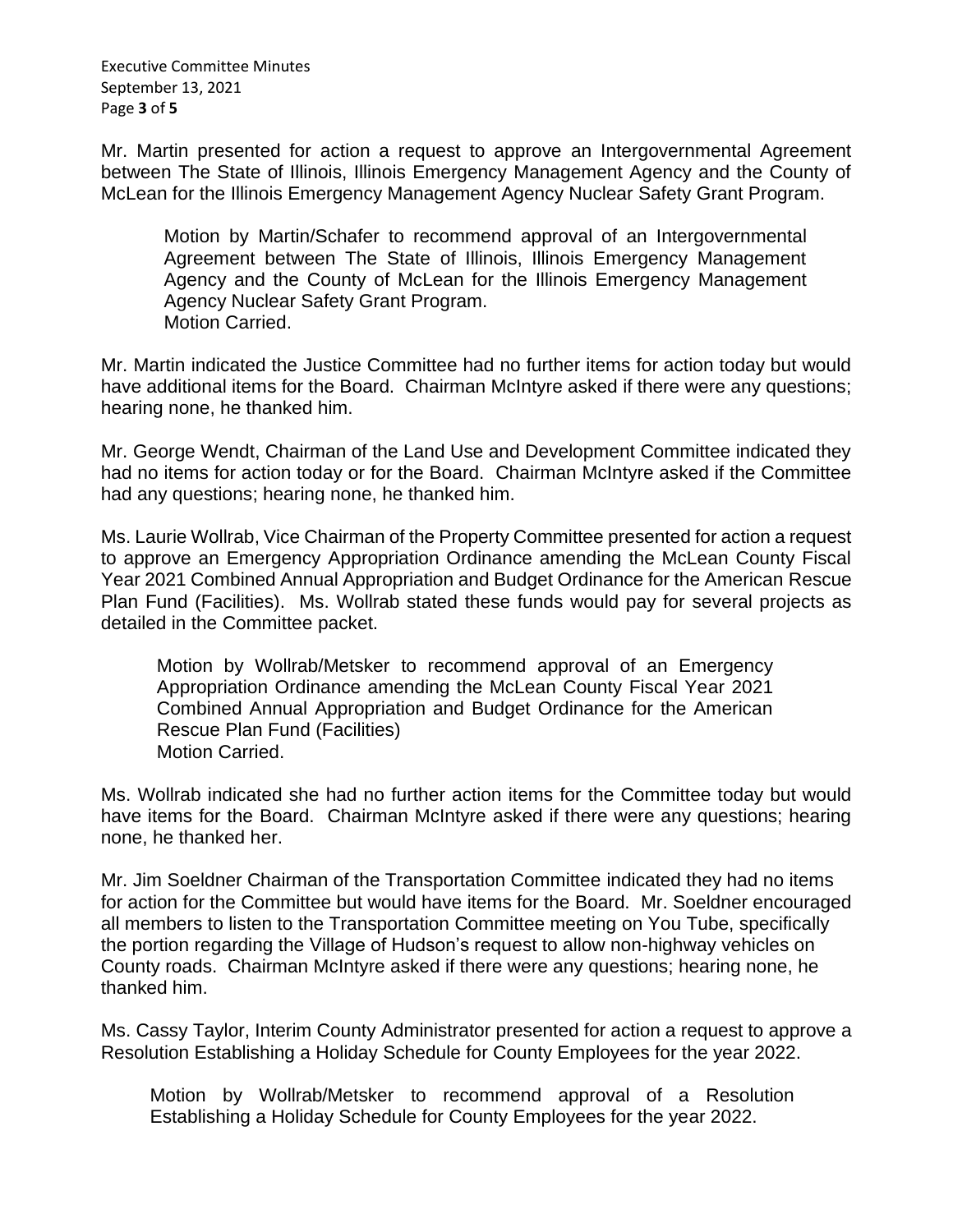Mr. Martin presented for action a request to approve an Intergovernmental Agreement between The State of Illinois, Illinois Emergency Management Agency and the County of McLean for the Illinois Emergency Management Agency Nuclear Safety Grant Program.

> Motion by Martin/Schafer to recommend approval of an Intergovernmental Agreement between The State of Illinois, Illinois Emergency Management Agency and the County of McLean for the Illinois Emergency Management Agency Nuclear Safety Grant Program.
> Motion Carried.

Mr. Martin indicated the Justice Committee had no further items for action today but would have additional items for the Board. Chairman McIntyre asked if there were any questions; hearing none, he thanked him.

Mr. George Wendt, Chairman of the Land Use and Development Committee indicated they had no items for action today or for the Board. Chairman McIntyre asked if the Committee had any questions; hearing none, he thanked him.

Ms. Laurie Wollrab, Vice Chairman of the Property Committee presented for action a request to approve an Emergency Appropriation Ordinance amending the McLean County Fiscal Year 2021 Combined Annual Appropriation and Budget Ordinance for the American Rescue Plan Fund (Facilities). Ms. Wollrab stated these funds would pay for several projects as detailed in the Committee packet.

> Motion by Wollrab/Metsker to recommend approval of an Emergency Appropriation Ordinance amending the McLean County Fiscal Year 2021 Combined Annual Appropriation and Budget Ordinance for the American Rescue Plan Fund (Facilities)
> Motion Carried.

Ms. Wollrab indicated she had no further action items for the Committee today but would have items for the Board. Chairman McIntyre asked if there were any questions; hearing none, he thanked her.

Mr. Jim Soeldner Chairman of the Transportation Committee indicated they had no items for action for the Committee but would have items for the Board. Mr. Soeldner encouraged all members to listen to the Transportation Committee meeting on You Tube, specifically the portion regarding the Village of Hudson's request to allow non-highway vehicles on County roads. Chairman McIntyre asked if there were any questions; hearing none, he thanked him.

Ms. Cassy Taylor, Interim County Administrator presented for action a request to approve a Resolution Establishing a Holiday Schedule for County Employees for the year 2022.

> Motion by Wollrab/Metsker to recommend approval of a Resolution Establishing a Holiday Schedule for County Employees for the year 2022.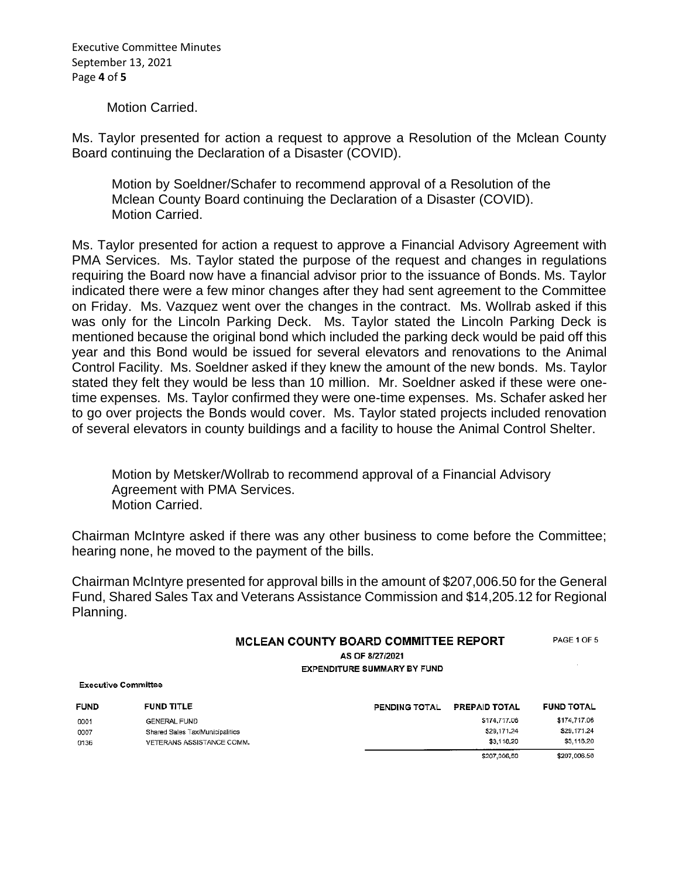Motion Carried.

Ms. Taylor presented for action a request to approve a Resolution of the Mclean County Board continuing the Declaration of a Disaster (COVID).

> Motion by Soeldner/Schafer to recommend approval of a Resolution of the Mclean County Board continuing the Declaration of a Disaster (COVID).
> Motion Carried.

Ms. Taylor presented for action a request to approve a Financial Advisory Agreement with PMA Services. Ms. Taylor stated the purpose of the request and changes in regulations requiring the Board now have a financial advisor prior to the issuance of Bonds. Ms. Taylor indicated there were a few minor changes after they had sent agreement to the Committee on Friday. Ms. Vazquez went over the changes in the contract. Ms. Wollrab asked if this was only for the Lincoln Parking Deck. Ms. Taylor stated the Lincoln Parking Deck is mentioned because the original bond which included the parking deck would be paid off this year and this Bond would be issued for several elevators and renovations to the Animal Control Facility. Ms. Soeldner asked if they knew the amount of the new bonds. Ms. Taylor stated they felt they would be less than 10 million. Mr. Soeldner asked if these were one-time expenses. Ms. Taylor confirmed they were one-time expenses. Ms. Schafer asked her to go over projects the Bonds would cover. Ms. Taylor stated projects included renovation of several elevators in county buildings and a facility to house the Animal Control Shelter.

> Motion by Metsker/Wollrab to recommend approval of a Financial Advisory Agreement with PMA Services.
> Motion Carried.

Chairman McIntyre asked if there was any other business to come before the Committee; hearing none, he moved to the payment of the bills.

Chairman McIntyre presented for approval bills in the amount of $207,006.50 for the General Fund, Shared Sales Tax and Veterans Assistance Commission and $14,205.12 for Regional Planning.

**MCLEAN COUNTY BOARD COMMITTEE REPORT** PAGE 1 OF 5

**AS OF 8/27/2021**

**EXPENDITURE SUMMARY BY FUND**

**Executive Committee**

| FUND | FUND TITLE | PENDING TOTAL | PREPAID TOTAL | FUND TOTAL |
|---|---|---|---|---|
| 0001 | GENERAL FUND | | $174,717.06 | $174,717.06 |
| 0007 | Shared Sales Tax/Municipalities | | $29,171.24 | $29,171.24 |
| 0136 | VETERANS ASSISTANCE COMM. | | $3,118.20 | $3,118.20 |
| | | | $207,006.50 | $207,006.50 |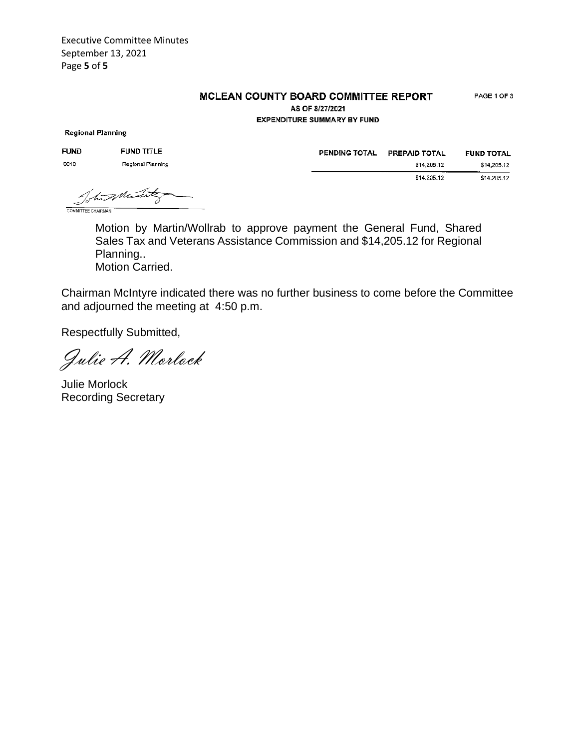**MCLEAN COUNTY BOARD COMMITTEE REPORT**

PAGE 1 OF 3

**AS OF 8/27/2021**

**EXPENDITURE SUMMARY BY FUND**

**Regional Planning**

| FUND | FUND TITLE | PENDING TOTAL | PREPAID TOTAL | FUND TOTAL |
|---|---|---|---|---|
| 0010 | Regional Planning | | $14,205.12 | $14,205.12 |
| | | | $14,205.12 | $14,205.12 |

COMMITTEE CHAIRMAN

Motion by Martin/Wollrab to approve payment the General Fund, Shared Sales Tax and Veterans Assistance Commission and $14,205.12 for Regional Planning..
Motion Carried.

Chairman McIntyre indicated there was no further business to come before the Committee and adjourned the meeting at 4:50 p.m.

Respectfully Submitted,

*Julie A. Morlock*

Julie Morlock
Recording Secretary